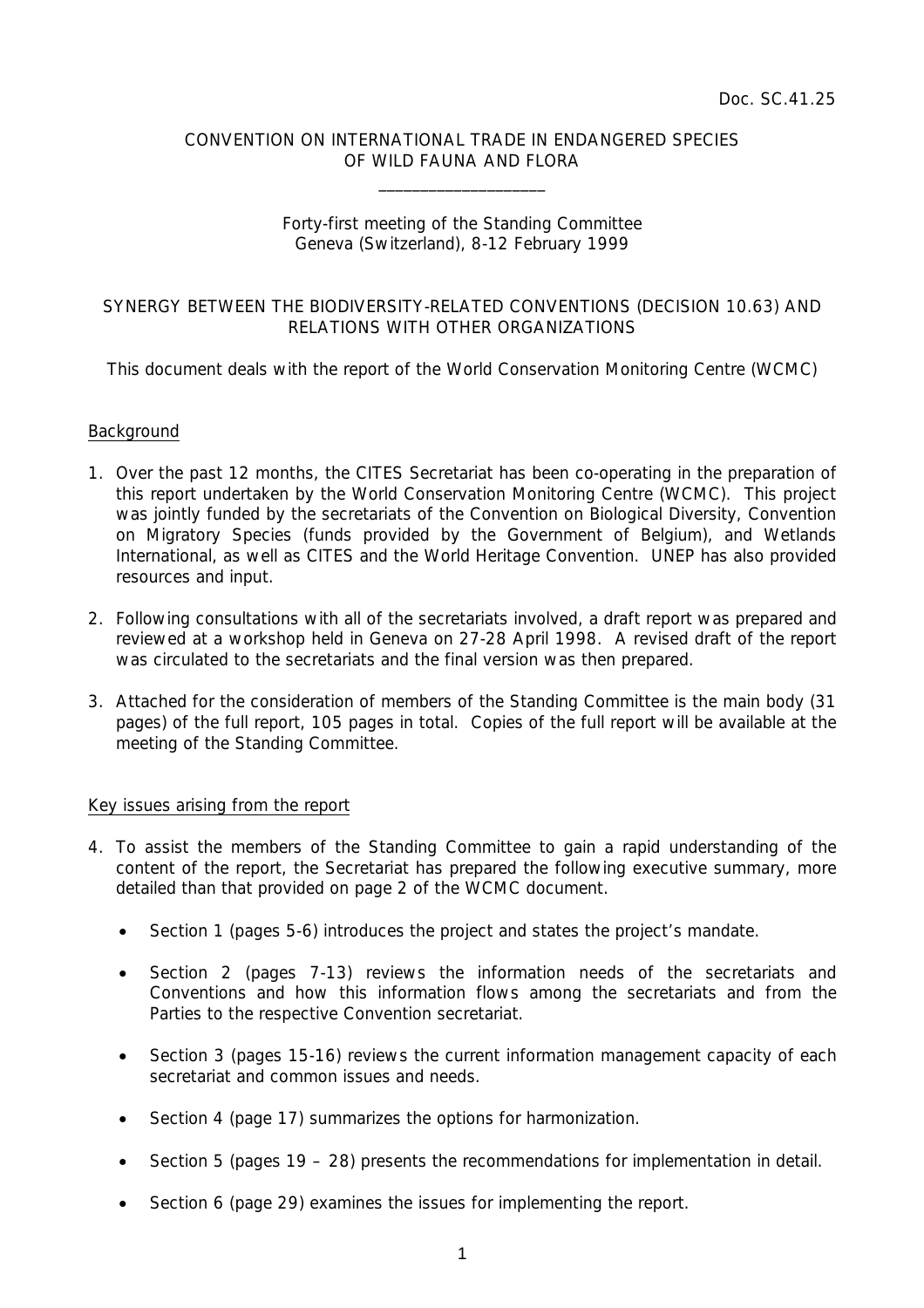Doc. SC.41.25

CONVENTION ON INTERNATIONAL TRADE IN ENDANGERED SPECIES
OF WILD FAUNA AND FLORA

\_\_\_\_\_\_\_\_\_\_\_\_\_\_\_\_\_\_\_\_

Forty-first meeting of the Standing Committee
Geneva (Switzerland), 8-12 February 1999

# SYNERGY BETWEEN THE BIODIVERSITY-RELATED CONVENTIONS (DECISION 10.63) AND RELATIONS WITH OTHER ORGANIZATIONS

This document deals with the report of the World Conservation Monitoring Centre (WCMC)

## Background

1. Over the past 12 months, the CITES Secretariat has been co-operating in the preparation of this report undertaken by the World Conservation Monitoring Centre (WCMC). This project was jointly funded by the secretariats of the Convention on Biological Diversity, Convention on Migratory Species (funds provided by the Government of Belgium), and Wetlands International, as well as CITES and the World Heritage Convention. UNEP has also provided resources and input.

2. Following consultations with all of the secretariats involved, a draft report was prepared and reviewed at a workshop held in Geneva on 27-28 April 1998. A revised draft of the report was circulated to the secretariats and the final version was then prepared.

3. Attached for the consideration of members of the Standing Committee is the main body (31 pages) of the full report, 105 pages in total. Copies of the full report will be available at the meeting of the Standing Committee.

## Key issues arising from the report

4. To assist the members of the Standing Committee to gain a rapid understanding of the content of the report, the Secretariat has prepared the following executive summary, more detailed than that provided on page 2 of the WCMC document.

   - Section 1 (pages 5-6) introduces the project and states the project's mandate.
   - Section 2 (pages 7-13) reviews the information needs of the secretariats and Conventions and how this information flows among the secretariats and from the Parties to the respective Convention secretariat.
   - Section 3 (pages 15-16) reviews the current information management capacity of each secretariat and common issues and needs.
   - Section 4 (page 17) summarizes the options for harmonization.
   - Section 5 (pages 19 – 28) presents the recommendations for implementation in detail.
   - Section 6 (page 29) examines the issues for implementing the report.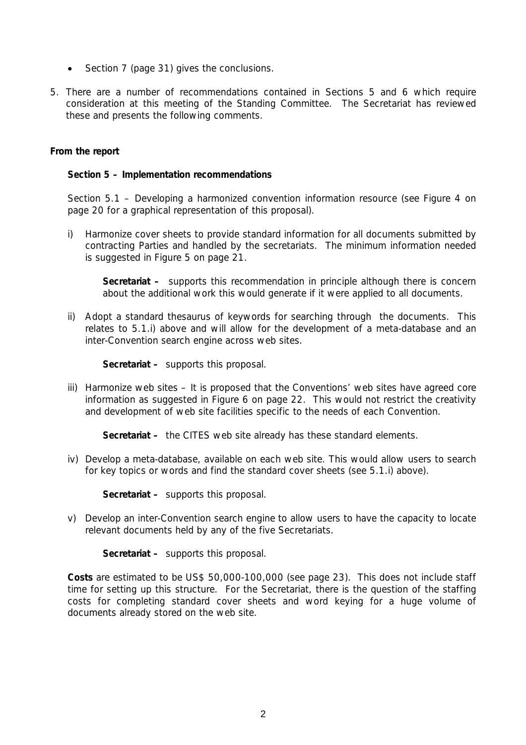- Section 7 (page 31) gives the conclusions.

5. There are a number of recommendations contained in Sections 5 and 6 which require consideration at this meeting of the Standing Committee. The Secretariat has reviewed these and presents the following comments.

**From the report**

**Section 5 – Implementation recommendations**

Section 5.1 – Developing a harmonized convention information resource (see Figure 4 on page 20 for a graphical representation of this proposal).

i) Harmonize cover sheets to provide standard information for all documents submitted by contracting Parties and handled by the secretariats. The minimum information needed is suggested in Figure 5 on page 21.

   **Secretariat –** supports this recommendation in principle although there is concern about the additional work this would generate if it were applied to all documents.

ii) Adopt a standard thesaurus of keywords for searching through the documents. This relates to 5.1.i) above and will allow for the development of a meta-database and an inter-Convention search engine across web sites.

   **Secretariat –** supports this proposal.

iii) Harmonize web sites – It is proposed that the Conventions' web sites have agreed core information as suggested in Figure 6 on page 22. This would not restrict the creativity and development of web site facilities specific to the needs of each Convention.

   **Secretariat –** the CITES web site already has these standard elements.

iv) Develop a meta-database, available on each web site. This would allow users to search for key topics or words and find the standard cover sheets (see 5.1.i) above).

   **Secretariat –** supports this proposal.

v) Develop an inter-Convention search engine to allow users to have the capacity to locate relevant documents held by any of the five Secretariats.

   **Secretariat –** supports this proposal.

**Costs** are estimated to be US$ 50,000-100,000 (see page 23). This does not include staff time for setting up this structure. For the Secretariat, there is the question of the staffing costs for completing standard cover sheets and word keying for a huge volume of documents already stored on the web site.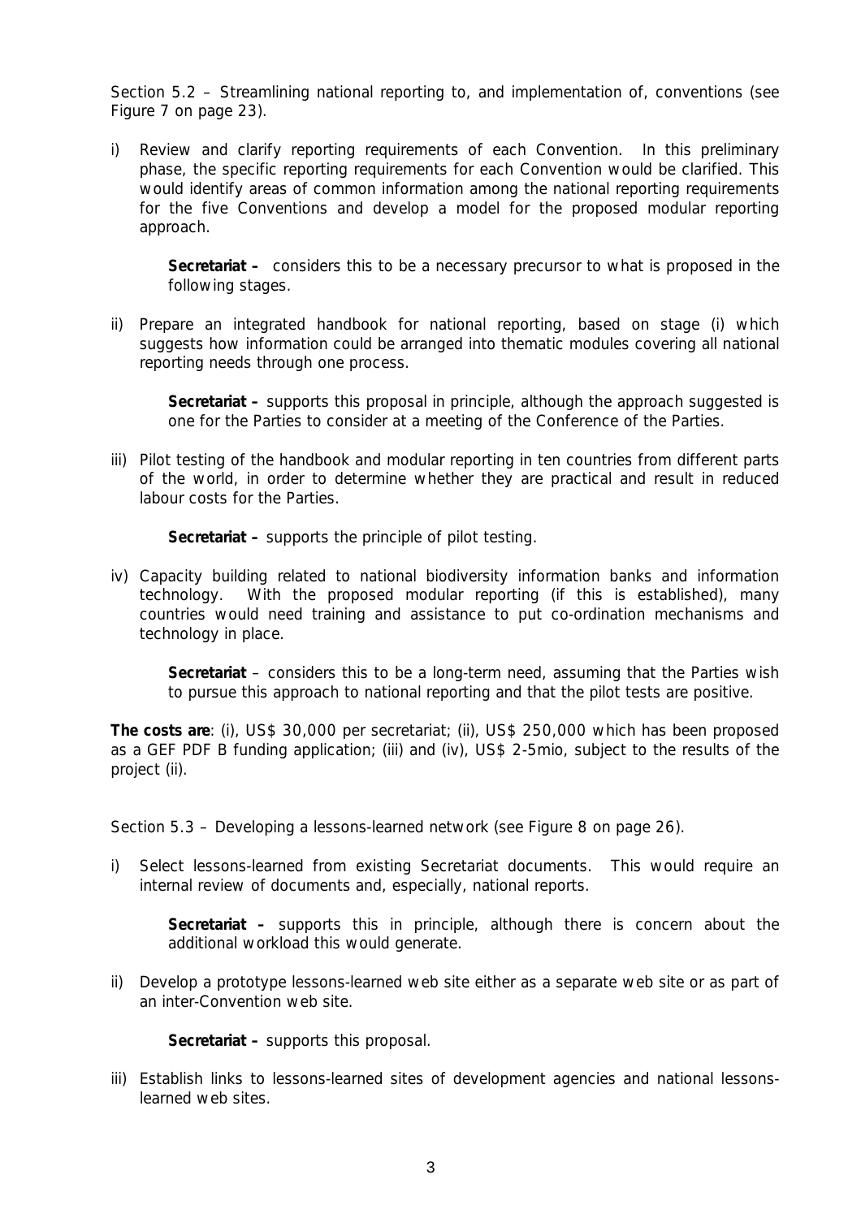Section 5.2 – Streamlining national reporting to, and implementation of, conventions (see Figure 7 on page 23).

i) Review and clarify reporting requirements of each Convention. In this preliminary phase, the specific reporting requirements for each Convention would be clarified. This would identify areas of common information among the national reporting requirements for the five Conventions and develop a model for the proposed modular reporting approach.

> **Secretariat –** considers this to be a necessary precursor to what is proposed in the following stages.

ii) Prepare an integrated handbook for national reporting, based on stage (i) which suggests how information could be arranged into thematic modules covering all national reporting needs through one process.

> **Secretariat –** supports this proposal in principle, although the approach suggested is one for the Parties to consider at a meeting of the Conference of the Parties.

iii) Pilot testing of the handbook and modular reporting in ten countries from different parts of the world, in order to determine whether they are practical and result in reduced labour costs for the Parties.

> **Secretariat –** supports the principle of pilot testing.

iv) Capacity building related to national biodiversity information banks and information technology. With the proposed modular reporting (if this is established), many countries would need training and assistance to put co-ordination mechanisms and technology in place.

> **Secretariat** – considers this to be a long-term need, assuming that the Parties wish to pursue this approach to national reporting and that the pilot tests are positive.

**The costs are**: (i), US$ 30,000 per secretariat; (ii), US$ 250,000 which has been proposed as a GEF PDF B funding application; (iii) and (iv), US$ 2-5mio, subject to the results of the project (ii).

Section 5.3 – Developing a lessons-learned network (see Figure 8 on page 26).

i) Select lessons-learned from existing Secretariat documents. This would require an internal review of documents and, especially, national reports.

> **Secretariat –** supports this in principle, although there is concern about the additional workload this would generate.

ii) Develop a prototype lessons-learned web site either as a separate web site or as part of an inter-Convention web site.

> **Secretariat –** supports this proposal.

iii) Establish links to lessons-learned sites of development agencies and national lessons-learned web sites.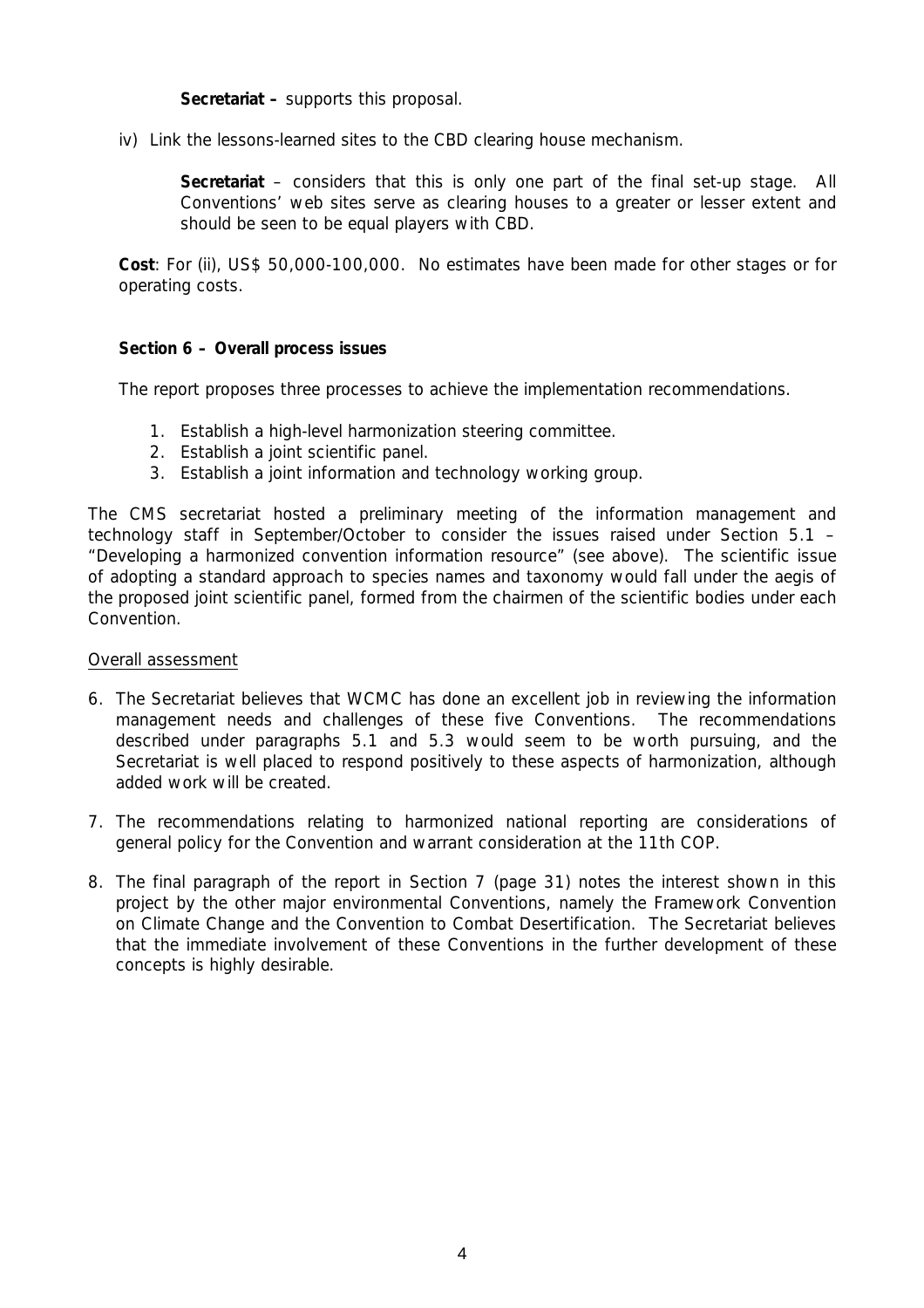**Secretariat –** supports this proposal.

iv) Link the lessons-learned sites to the CBD clearing house mechanism.

**Secretariat** – considers that this is only one part of the final set-up stage. All Conventions' web sites serve as clearing houses to a greater or lesser extent and should be seen to be equal players with CBD.

**Cost**: For (ii), US$ 50,000-100,000. No estimates have been made for other stages or for operating costs.

**Section 6 – Overall process issues**

The report proposes three processes to achieve the implementation recommendations.

1. Establish a high-level harmonization steering committee.
2. Establish a joint scientific panel.
3. Establish a joint information and technology working group.

The CMS secretariat hosted a preliminary meeting of the information management and technology staff in September/October to consider the issues raised under Section 5.1 – "Developing a harmonized convention information resource" (see above). The scientific issue of adopting a standard approach to species names and taxonomy would fall under the aegis of the proposed joint scientific panel, formed from the chairmen of the scientific bodies under each Convention.

Overall assessment

6. The Secretariat believes that WCMC has done an excellent job in reviewing the information management needs and challenges of these five Conventions. The recommendations described under paragraphs 5.1 and 5.3 would seem to be worth pursuing, and the Secretariat is well placed to respond positively to these aspects of harmonization, although added work will be created.

7. The recommendations relating to harmonized national reporting are considerations of general policy for the Convention and warrant consideration at the 11th COP.

8. The final paragraph of the report in Section 7 (page 31) notes the interest shown in this project by the other major environmental Conventions, namely the Framework Convention on Climate Change and the Convention to Combat Desertification. The Secretariat believes that the immediate involvement of these Conventions in the further development of these concepts is highly desirable.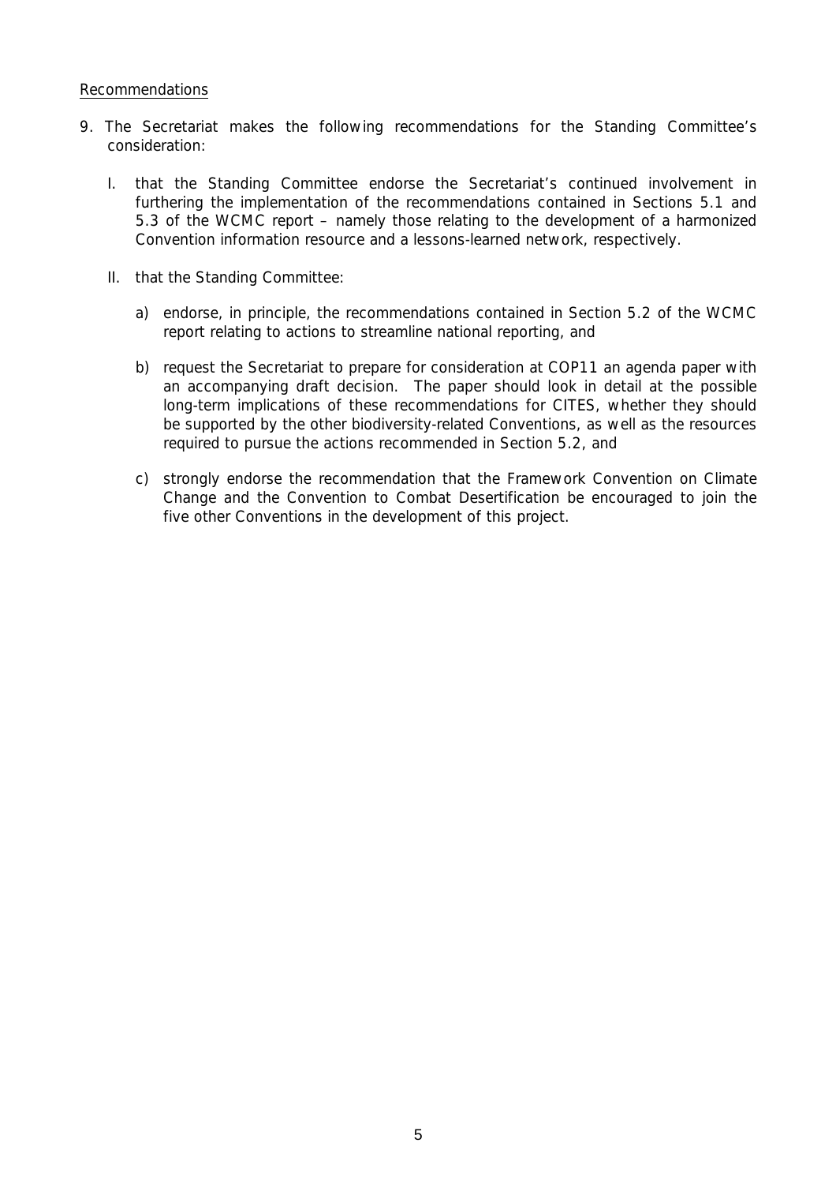Recommendations

9. The Secretariat makes the following recommendations for the Standing Committee's consideration:

   I. that the Standing Committee endorse the Secretariat's continued involvement in furthering the implementation of the recommendations contained in Sections 5.1 and 5.3 of the WCMC report – namely those relating to the development of a harmonized Convention information resource and a lessons-learned network, respectively.

   II. that the Standing Committee:

      a) endorse, in principle, the recommendations contained in Section 5.2 of the WCMC report relating to actions to streamline national reporting, and

      b) request the Secretariat to prepare for consideration at COP11 an agenda paper with an accompanying draft decision. The paper should look in detail at the possible long-term implications of these recommendations for CITES, whether they should be supported by the other biodiversity-related Conventions, as well as the resources required to pursue the actions recommended in Section 5.2, and

      c) strongly endorse the recommendation that the Framework Convention on Climate Change and the Convention to Combat Desertification be encouraged to join the five other Conventions in the development of this project.